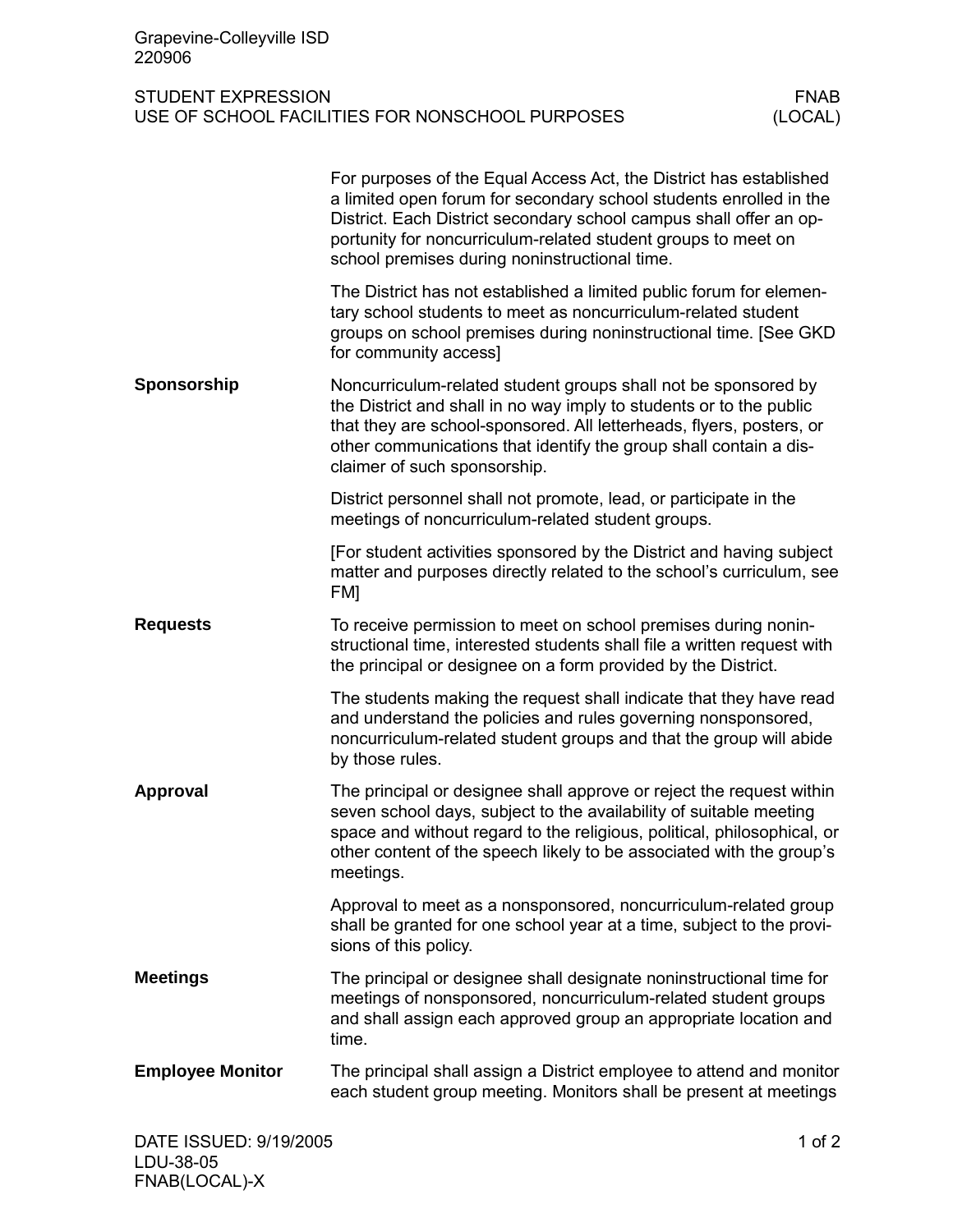Grapevine-Colleyville ISD
220906

STUDENT EXPRESSION
USE OF SCHOOL FACILITIES FOR NONSCHOOL PURPOSES

FNAB
(LOCAL)

For purposes of the Equal Access Act, the District has established a limited open forum for secondary school students enrolled in the District. Each District secondary school campus shall offer an opportunity for noncurriculum-related student groups to meet on school premises during noninstructional time.

The District has not established a limited public forum for elementary school students to meet as noncurriculum-related student groups on school premises during noninstructional time. [See GKD for community access]

## Sponsorship

Noncurriculum-related student groups shall not be sponsored by the District and shall in no way imply to students or to the public that they are school-sponsored. All letterheads, flyers, posters, or other communications that identify the group shall contain a disclaimer of such sponsorship.

District personnel shall not promote, lead, or participate in the meetings of noncurriculum-related student groups.

[For student activities sponsored by the District and having subject matter and purposes directly related to the school's curriculum, see FM]

## Requests

To receive permission to meet on school premises during noninstructional time, interested students shall file a written request with the principal or designee on a form provided by the District.

The students making the request shall indicate that they have read and understand the policies and rules governing nonsponsored, noncurriculum-related student groups and that the group will abide by those rules.

## Approval

The principal or designee shall approve or reject the request within seven school days, subject to the availability of suitable meeting space and without regard to the religious, political, philosophical, or other content of the speech likely to be associated with the group's meetings.

Approval to meet as a nonsponsored, noncurriculum-related group shall be granted for one school year at a time, subject to the provisions of this policy.

## Meetings

The principal or designee shall designate noninstructional time for meetings of nonsponsored, noncurriculum-related student groups and shall assign each approved group an appropriate location and time.

## Employee Monitor

The principal shall assign a District employee to attend and monitor each student group meeting. Monitors shall be present at meetings

DATE ISSUED: 9/19/2005
LDU-38-05
FNAB(LOCAL)-X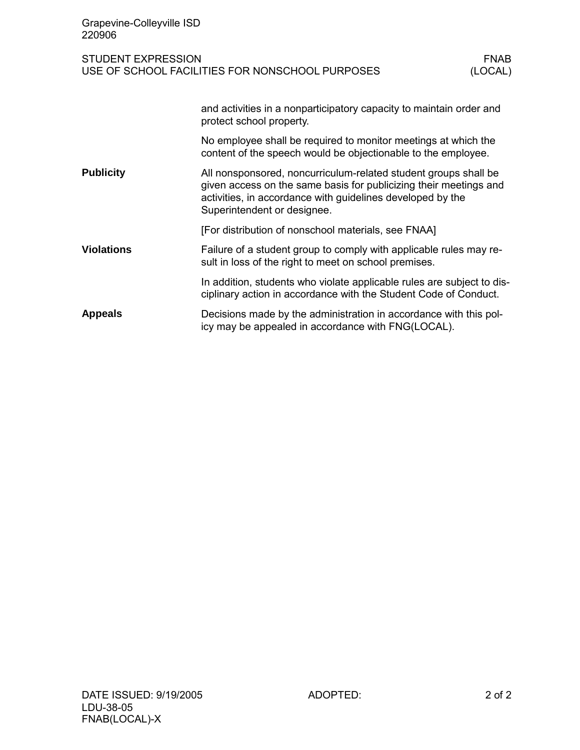and activities in a nonparticipatory capacity to maintain order and protect school property.

No employee shall be required to monitor meetings at which the content of the speech would be objectionable to the employee.

**Publicity**

All nonsponsored, noncurriculum-related student groups shall be given access on the same basis for publicizing their meetings and activities, in accordance with guidelines developed by the Superintendent or designee.

[For distribution of nonschool materials, see FNAA]

**Violations**

Failure of a student group to comply with applicable rules may result in loss of the right to meet on school premises.

In addition, students who violate applicable rules are subject to disciplinary action in accordance with the Student Code of Conduct.

**Appeals**

Decisions made by the administration in accordance with this policy may be appealed in accordance with FNG(LOCAL).